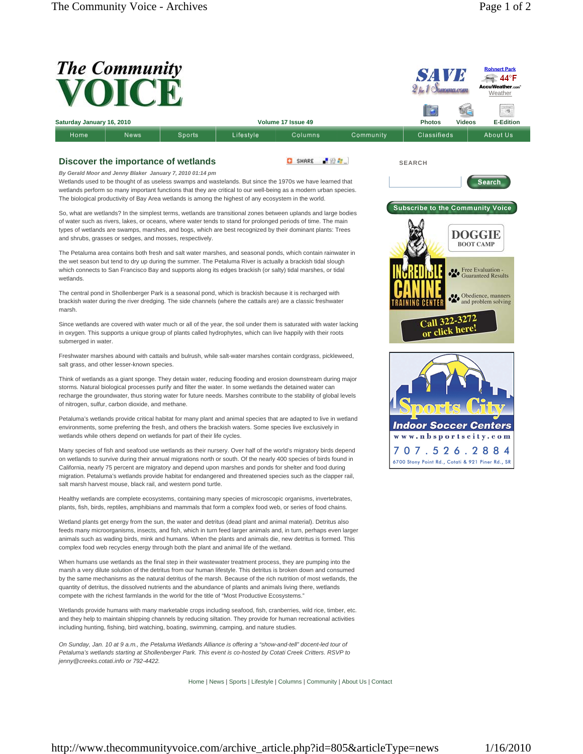# The Community VOICE

Saturday January 16, 2010 | Volume 17 Issue 49

Home | News | Sports | Lifestyle | Columns | Community | Classifieds | About Us

## Discover the importance of wetlands

*By Gerald Moor and Jenny Blaker January 7, 2010 01:14 pm*

Wetlands used to be thought of as useless swamps and wastelands. But since the 1970s we have learned that wetlands perform so many important functions that they are critical to our well-being as a modern urban species. The biological productivity of Bay Area wetlands is among the highest of any ecosystem in the world.

So, what are wetlands? In the simplest terms, wetlands are transitional zones between uplands and large bodies of water such as rivers, lakes, or oceans, where water tends to stand for prolonged periods of time. The main types of wetlands are swamps, marshes, and bogs, which are best recognized by their dominant plants: Trees and shrubs, grasses or sedges, and mosses, respectively.

The Petaluma area contains both fresh and salt water marshes, and seasonal ponds, which contain rainwater in the wet season but tend to dry up during the summer. The Petaluma River is actually a brackish tidal slough which connects to San Francisco Bay and supports along its edges brackish (or salty) tidal marshes, or tidal wetlands.

The central pond in Shollenberger Park is a seasonal pond, which is brackish because it is recharged with brackish water during the river dredging. The side channels (where the cattails are) are a classic freshwater marsh.

Since wetlands are covered with water much or all of the year, the soil under them is saturated with water lacking in oxygen. This supports a unique group of plants called hydrophytes, which can live happily with their roots submerged in water.

Freshwater marshes abound with cattails and bulrush, while salt-water marshes contain cordgrass, pickleweed, salt grass, and other lesser-known species.

Think of wetlands as a giant sponge. They detain water, reducing flooding and erosion downstream during major storms. Natural biological processes purify and filter the water. In some wetlands the detained water can recharge the groundwater, thus storing water for future needs. Marshes contribute to the stability of global levels of nitrogen, sulfur, carbon dioxide, and methane.

Petaluma's wetlands provide critical habitat for many plant and animal species that are adapted to live in wetland environments, some preferring the fresh, and others the brackish waters. Some species live exclusively in wetlands while others depend on wetlands for part of their life cycles.

Many species of fish and seafood use wetlands as their nursery. Over half of the world's migratory birds depend on wetlands to survive during their annual migrations north or south. Of the nearly 400 species of birds found in California, nearly 75 percent are migratory and depend upon marshes and ponds for shelter and food during migration. Petaluma's wetlands provide habitat for endangered and threatened species such as the clapper rail, salt marsh harvest mouse, black rail, and western pond turtle.

Healthy wetlands are complete ecosystems, containing many species of microscopic organisms, invertebrates, plants, fish, birds, reptiles, amphibians and mammals that form a complex food web, or series of food chains.

Wetland plants get energy from the sun, the water and detritus (dead plant and animal material). Detritus also feeds many microorganisms, insects, and fish, which in turn feed larger animals and, in turn, perhaps even larger animals such as wading birds, mink and humans. When the plants and animals die, new detritus is formed. This complex food web recycles energy through both the plant and animal life of the wetland.

When humans use wetlands as the final step in their wastewater treatment process, they are pumping into the marsh a very dilute solution of the detritus from our human lifestyle. This detritus is broken down and consumed by the same mechanisms as the natural detritus of the marsh. Because of the rich nutrition of most wetlands, the quantity of detritus, the dissolved nutrients and the abundance of plants and animals living there, wetlands compete with the richest farmlands in the world for the title of "Most Productive Ecosystems."

Wetlands provide humans with many marketable crops including seafood, fish, cranberries, wild rice, timber, etc. and they help to maintain shipping channels by reducing siltation. They provide for human recreational activities including hunting, fishing, bird watching, boating, swimming, camping, and nature studies.

*On Sunday, Jan. 10 at 9 a.m., the Petaluma Wetlands Alliance is offering a "show-and-tell" docent-led tour of Petaluma's wetlands starting at Shollenberger Park. This event is co-hosted by Cotati Creek Critters. RSVP to jenny@creeks.cotati.info or 792-4422.*

Home | News | Sports | Lifestyle | Columns | Community | About Us | Contact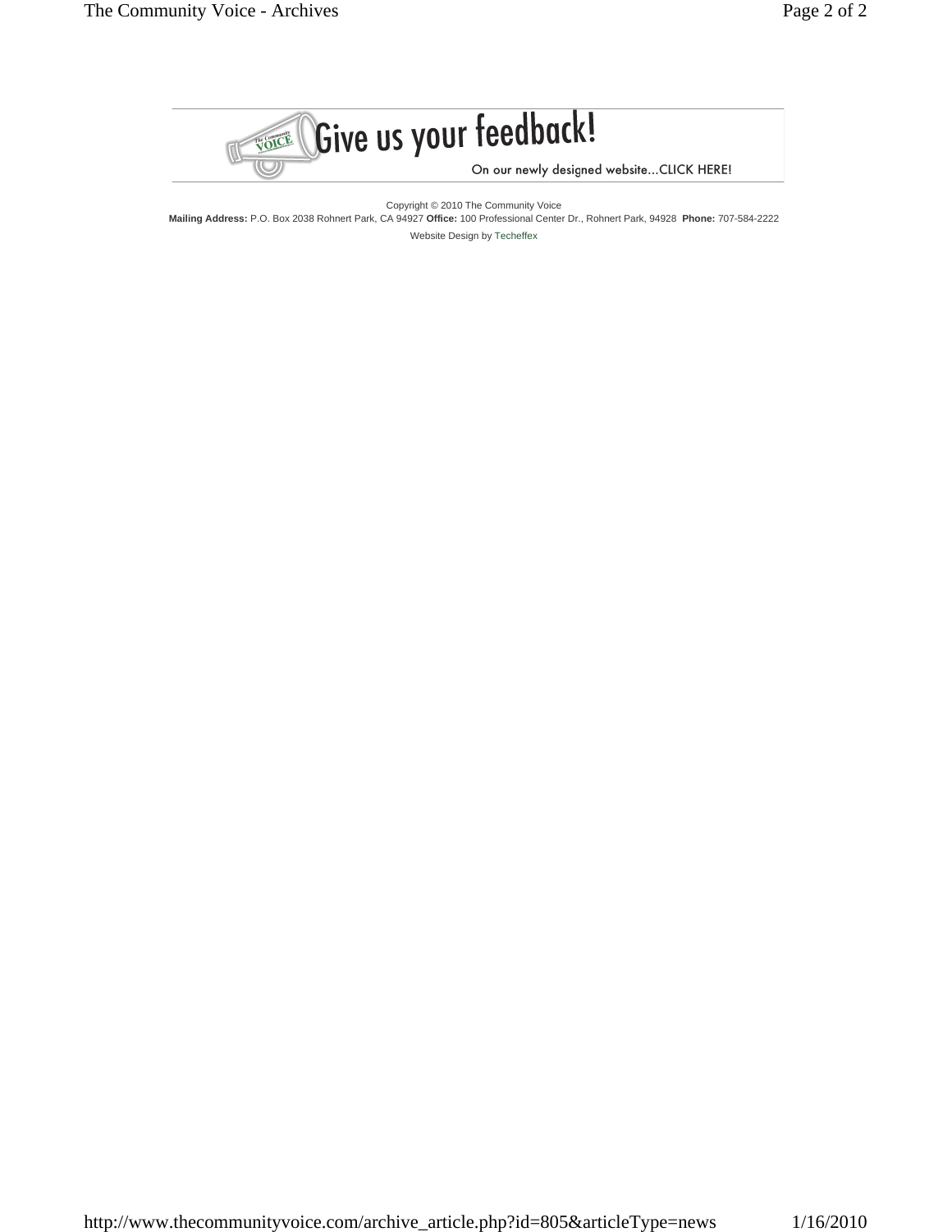Give us your feedback!

On our newly designed website...CLICK HERE!

Copyright © 2010 The Community Voice

**Mailing Address:** P.O. Box 2038 Rohnert Park, CA 94927 **Office:** 100 Professional Center Dr., Rohnert Park, 94928 **Phone:** 707-584-2222

Website Design by Techeffex